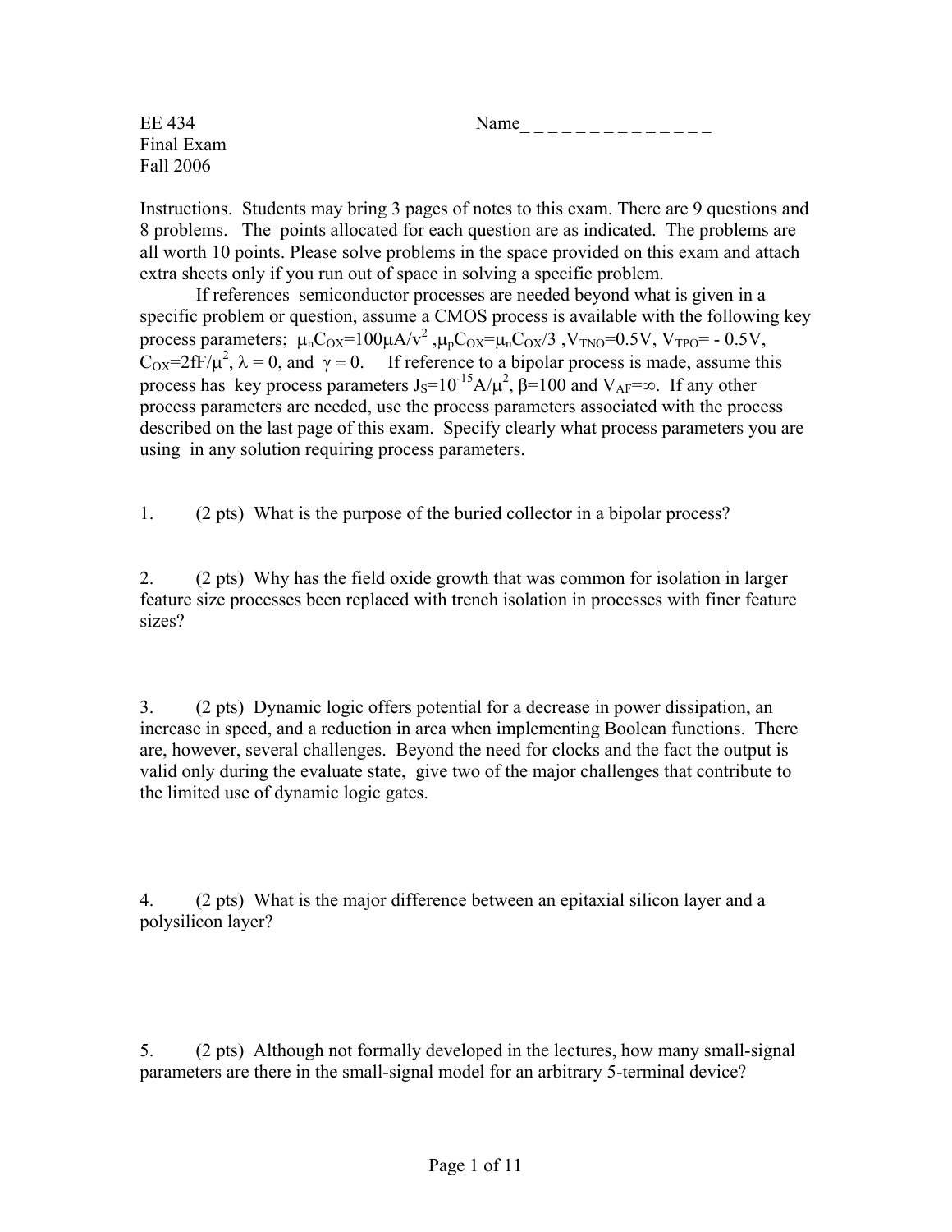EE 434
Final Exam
Fall 2006

Name_ _ _ _ _ _ _ _ _ _ _ _ _ _ _

Instructions. Students may bring 3 pages of notes to this exam. There are 9 questions and 8 problems. The points allocated for each question are as indicated. The problems are all worth 10 points. Please solve problems in the space provided on this exam and attach extra sheets only if you run out of space in solving a specific problem.

If references semiconductor processes are needed beyond what is given in a specific problem or question, assume a CMOS process is available with the following key process parameters; $\mu_n C_{OX}$=100$\mu$A/v$^2$ ,$\mu_p C_{OX}$=$\mu_n C_{OX}$/3 ,$V_{TNO}$=0.5V, $V_{TPO}$= - 0.5V, $C_{OX}$=2fF/$\mu^2$, $\lambda$ = 0, and $\gamma$ = 0. If reference to a bipolar process is made, assume this process has key process parameters $J_S$=$10^{-15}$A/$\mu^2$, $\beta$=100 and $V_{AF}$=$\infty$. If any other process parameters are needed, use the process parameters associated with the process described on the last page of this exam. Specify clearly what process parameters you are using in any solution requiring process parameters.

1. (2 pts) What is the purpose of the buried collector in a bipolar process?

2. (2 pts) Why has the field oxide growth that was common for isolation in larger feature size processes been replaced with trench isolation in processes with finer feature sizes?

3. (2 pts) Dynamic logic offers potential for a decrease in power dissipation, an increase in speed, and a reduction in area when implementing Boolean functions. There are, however, several challenges. Beyond the need for clocks and the fact the output is valid only during the evaluate state, give two of the major challenges that contribute to the limited use of dynamic logic gates.

4. (2 pts) What is the major difference between an epitaxial silicon layer and a polysilicon layer?

5. (2 pts) Although not formally developed in the lectures, how many small-signal parameters are there in the small-signal model for an arbitrary 5-terminal device?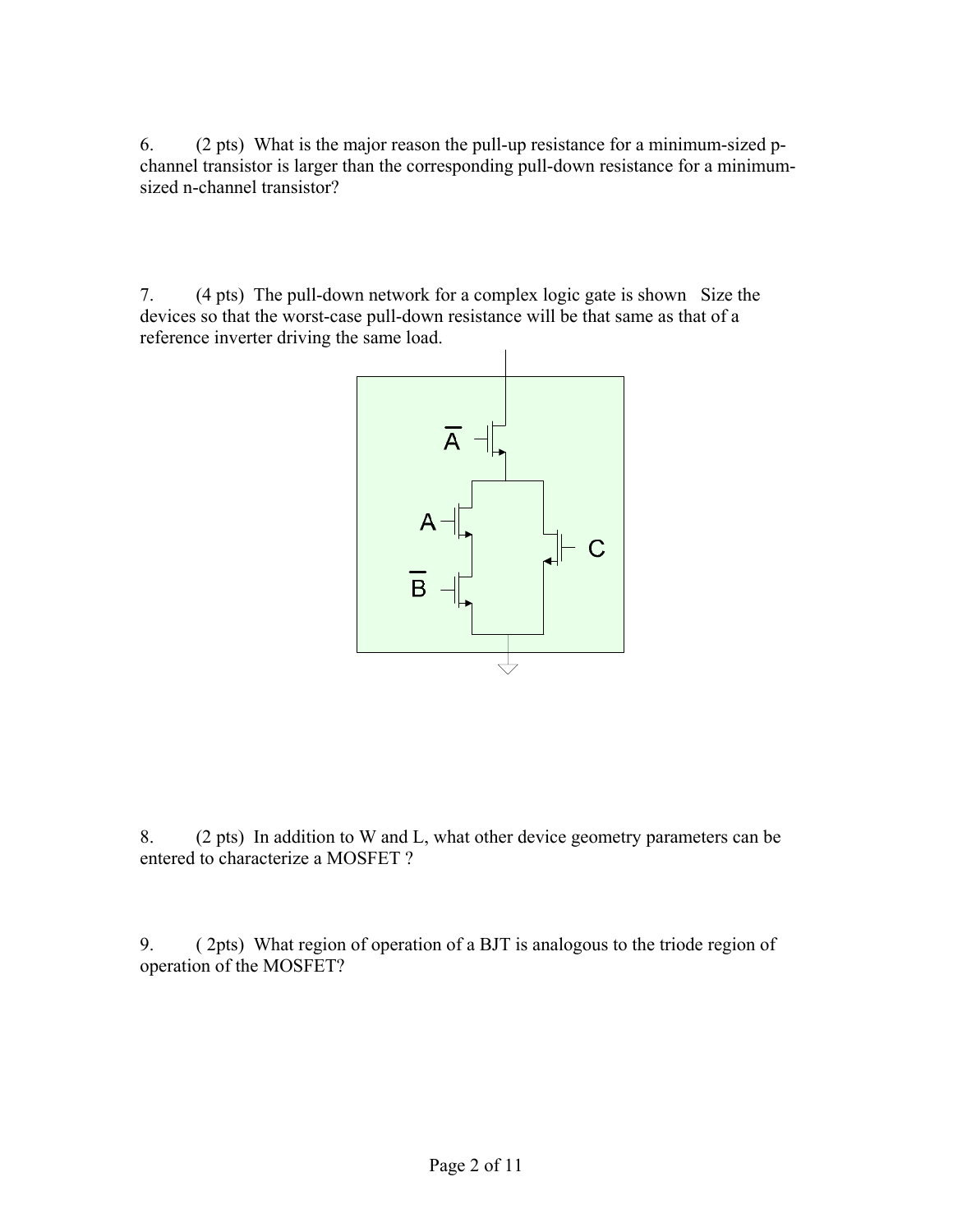6. (2 pts) What is the major reason the pull-up resistance for a minimum-sized p-channel transistor is larger than the corresponding pull-down resistance for a minimum-sized n-channel transistor?

7. (4 pts) The pull-down network for a complex logic gate is shown Size the devices so that the worst-case pull-down resistance will be that same as that of a reference inverter driving the same load.

8. (2 pts) In addition to W and L, what other device geometry parameters can be entered to characterize a MOSFET ?

9. ( 2pts) What region of operation of a BJT is analogous to the triode region of operation of the MOSFET?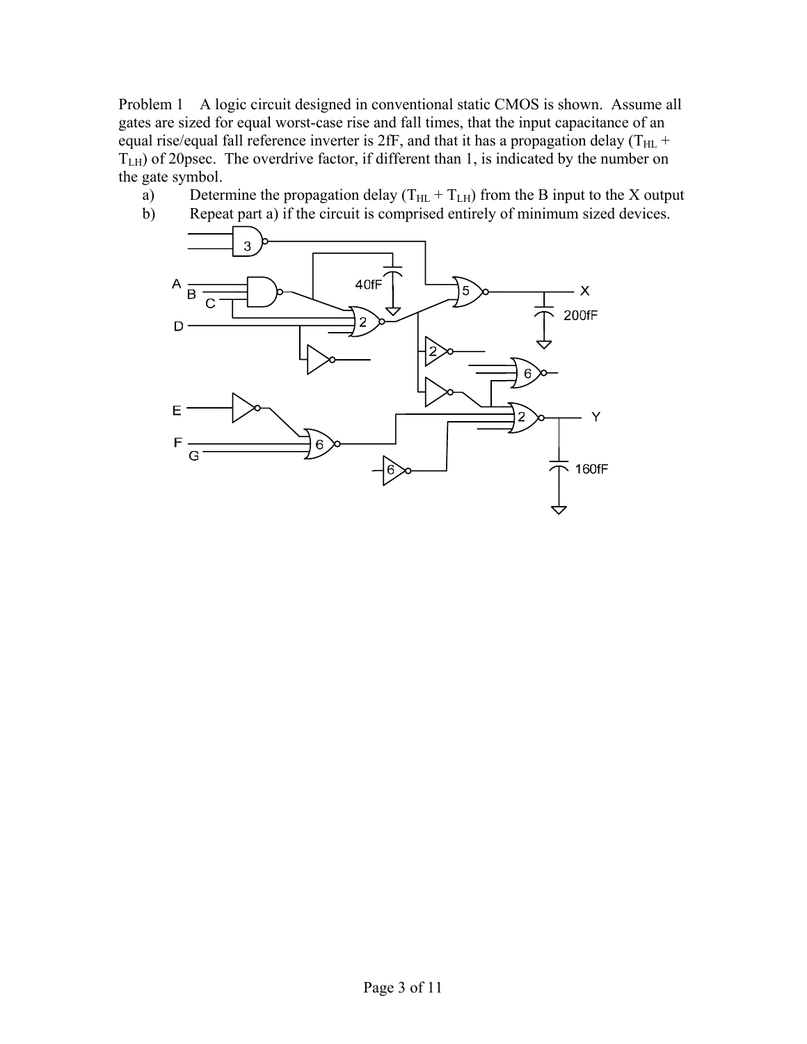Problem 1 A logic circuit designed in conventional static CMOS is shown. Assume all gates are sized for equal worst-case rise and fall times, that the input capacitance of an equal rise/equal fall reference inverter is 2fF, and that it has a propagation delay ($T_{HL}$ + $T_{LH}$) of 20psec. The overdrive factor, if different than 1, is indicated by the number on the gate symbol.

a) Determine the propagation delay ($T_{HL}$ + $T_{LH}$) from the B input to the X output

b) Repeat part a) if the circuit is comprised entirely of minimum sized devices.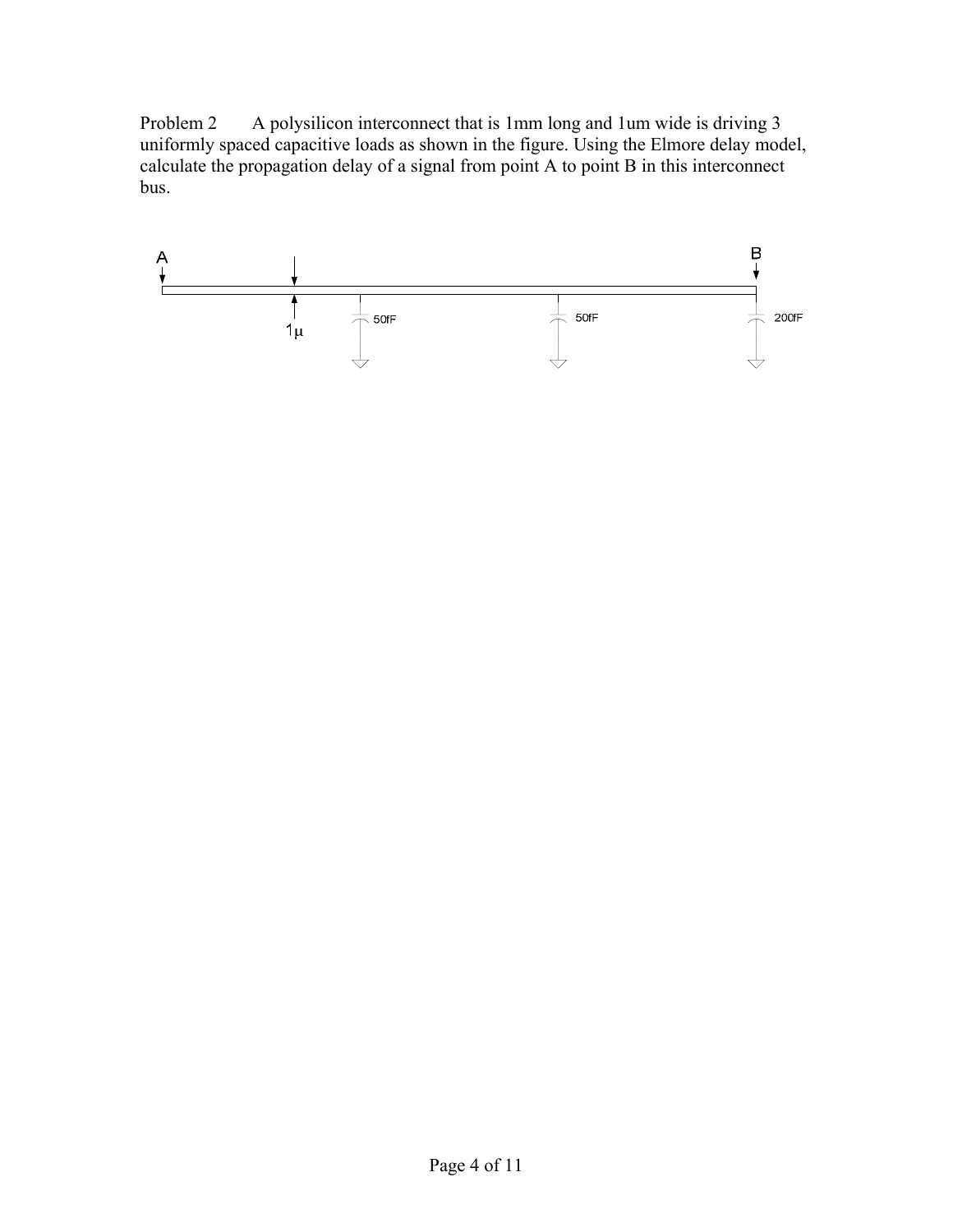Problem 2 A polysilicon interconnect that is 1mm long and 1um wide is driving 3 uniformly spaced capacitive loads as shown in the figure. Using the Elmore delay model, calculate the propagation delay of a signal from point A to point B in this interconnect bus.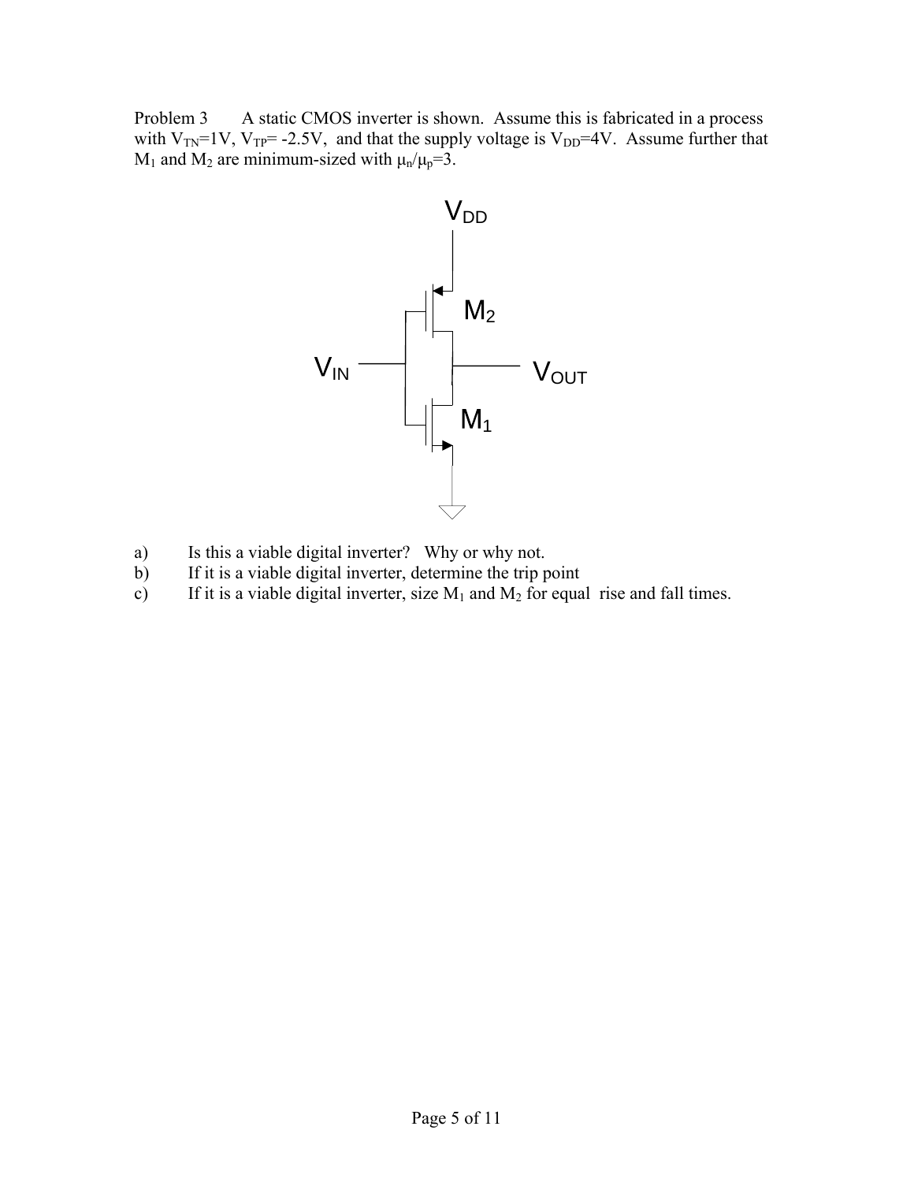Problem 3 A static CMOS inverter is shown. Assume this is fabricated in a process with $V_{TN}$=1V, $V_{TP}$= -2.5V, and that the supply voltage is $V_{DD}$=4V. Assume further that $M_1$ and $M_2$ are minimum-sized with $\mu_n/\mu_p$=3.

a) Is this a viable digital inverter? Why or why not.

b) If it is a viable digital inverter, determine the trip point

c) If it is a viable digital inverter, size $M_1$ and $M_2$ for equal rise and fall times.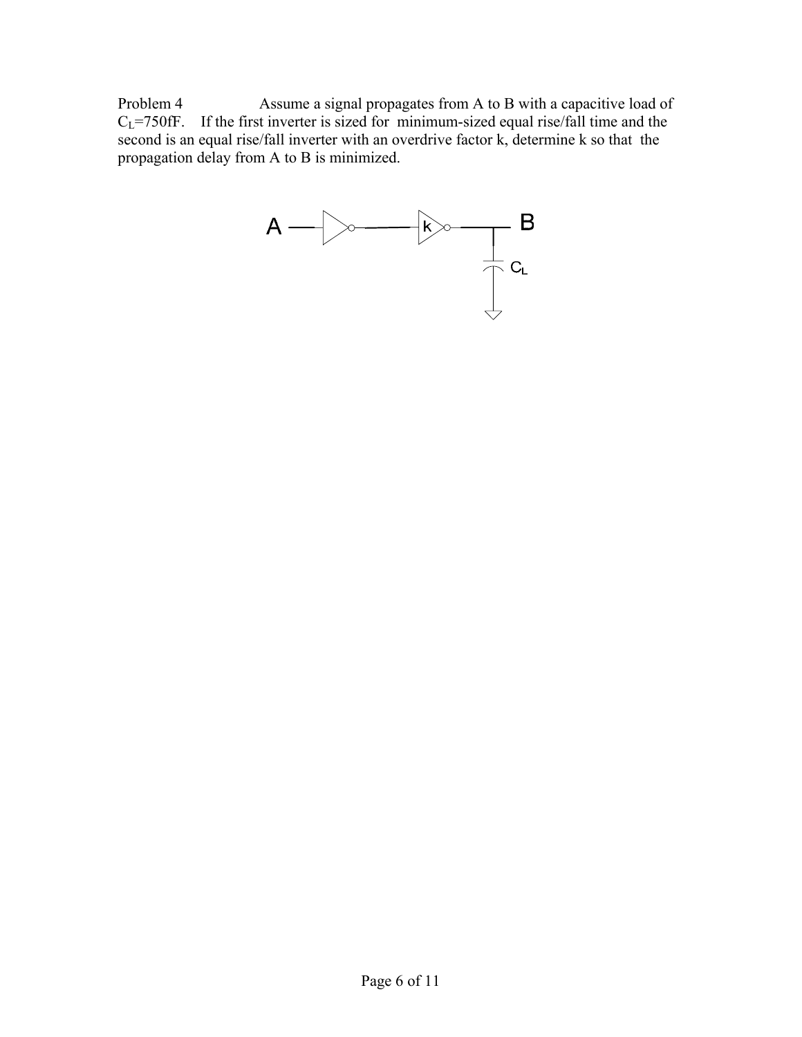Problem 4 Assume a signal propagates from A to B with a capacitive load of $C_L$=750fF. If the first inverter is sized for minimum-sized equal rise/fall time and the second is an equal rise/fall inverter with an overdrive factor k, determine k so that the propagation delay from A to B is minimized.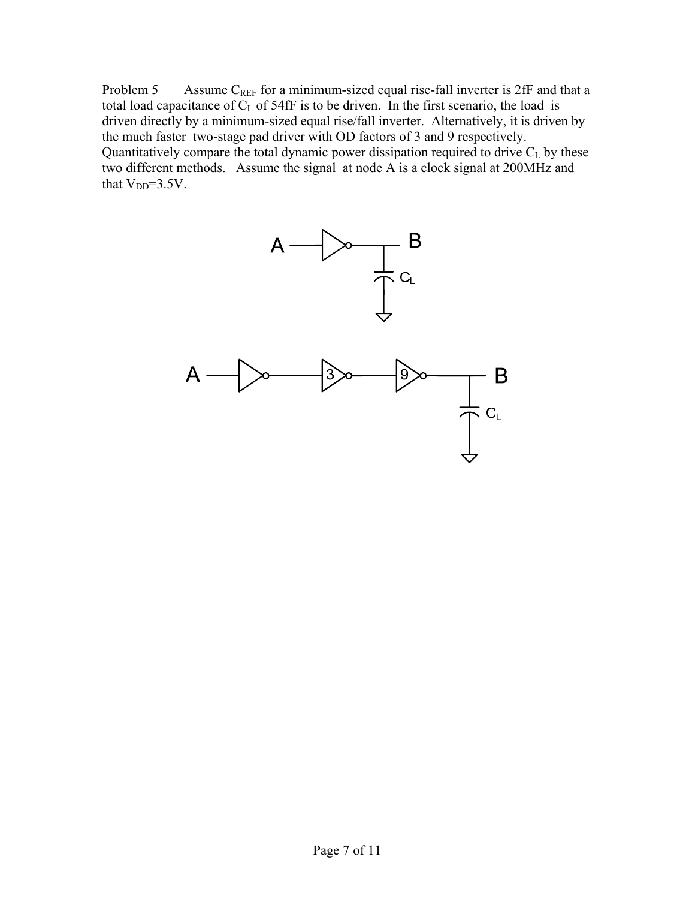Problem 5 Assume $C_{REF}$ for a minimum-sized equal rise-fall inverter is 2fF and that a total load capacitance of $C_L$ of 54fF is to be driven. In the first scenario, the load is driven directly by a minimum-sized equal rise/fall inverter. Alternatively, it is driven by the much faster two-stage pad driver with OD factors of 3 and 9 respectively. Quantitatively compare the total dynamic power dissipation required to drive $C_L$ by these two different methods. Assume the signal at node A is a clock signal at 200MHz and that $V_{DD}$=3.5V.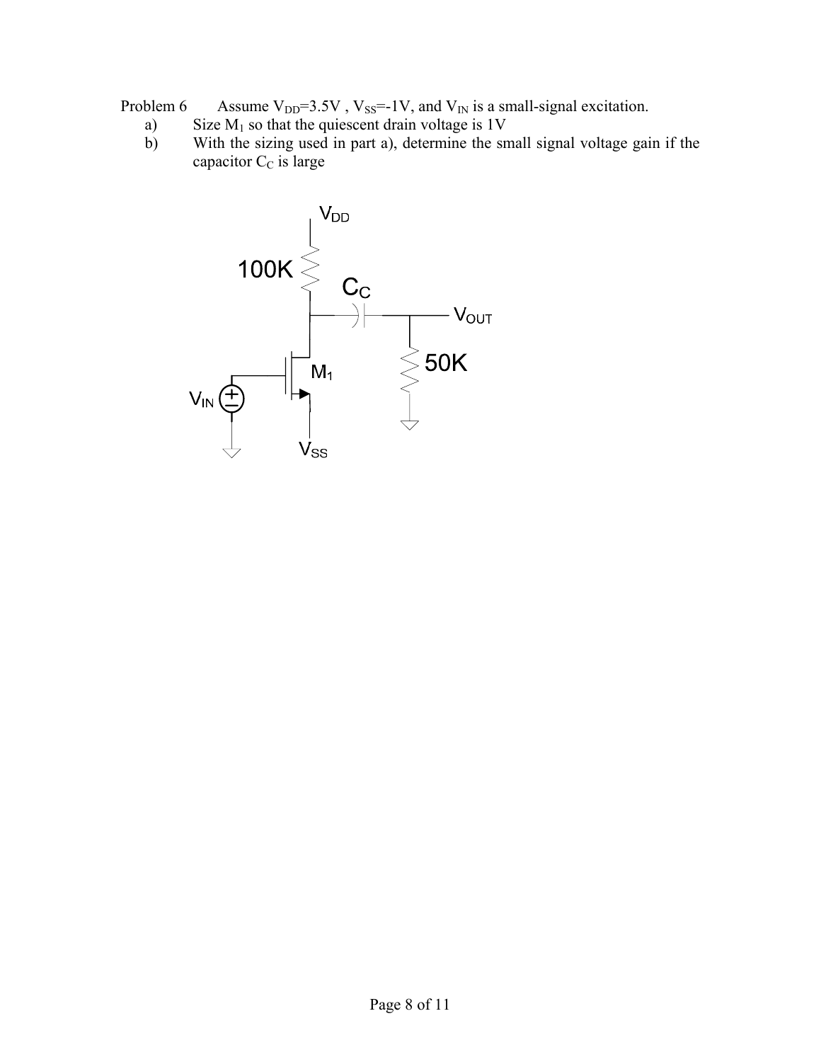Problem 6 Assume $V_{DD}$=3.5V , $V_{SS}$=-1V, and $V_{IN}$ is a small-signal excitation.

a) Size $M_1$ so that the quiescent drain voltage is 1V

b) With the sizing used in part a), determine the small signal voltage gain if the capacitor $C_C$ is large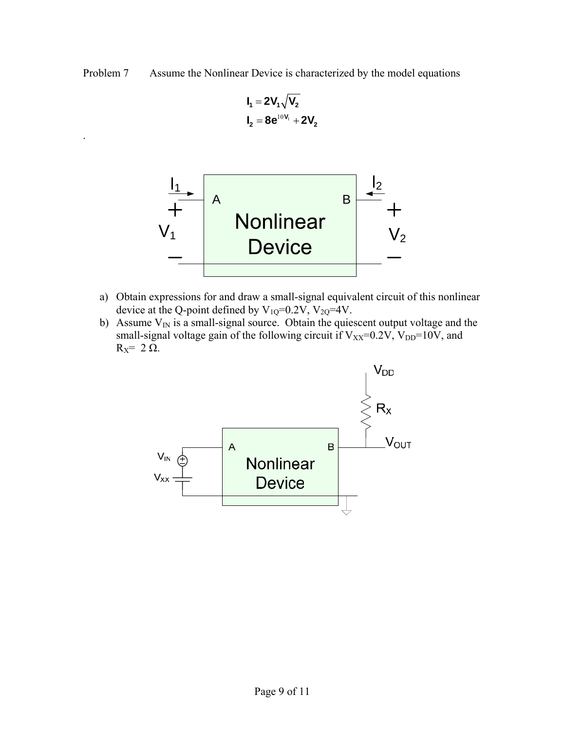Problem 7 Assume the Nonlinear Device is characterized by the model equations

$$I_1 = 2V_1\sqrt{V_2}$$
$$I_2 = 8e^{10V_1} + 2V_2$$

a) Obtain expressions for and draw a small-signal equivalent circuit of this nonlinear device at the Q-point defined by $V_{1Q}$=0.2V, $V_{2Q}$=4V.

b) Assume $V_{IN}$ is a small-signal source. Obtain the quiescent output voltage and the small-signal voltage gain of the following circuit if $V_{XX}$=0.2V, $V_{DD}$=10V, and $R_X$= 2 Ω.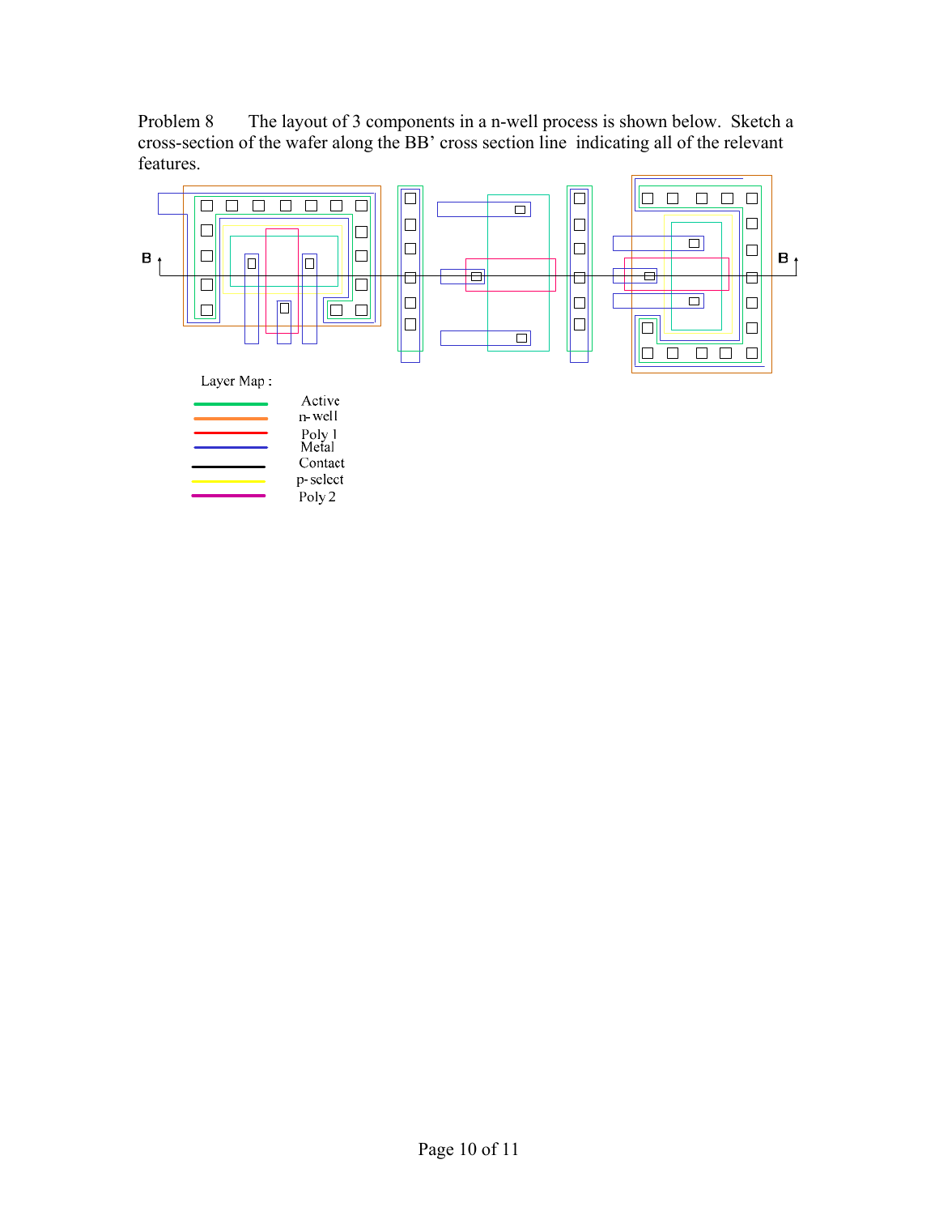Problem 8 The layout of 3 components in a n-well process is shown below. Sketch a cross-section of the wafer along the BB' cross section line indicating all of the relevant features.

B B

Layer Map :

Active
n-well
Poly 1
Metal
Contact
p-select
Poly 2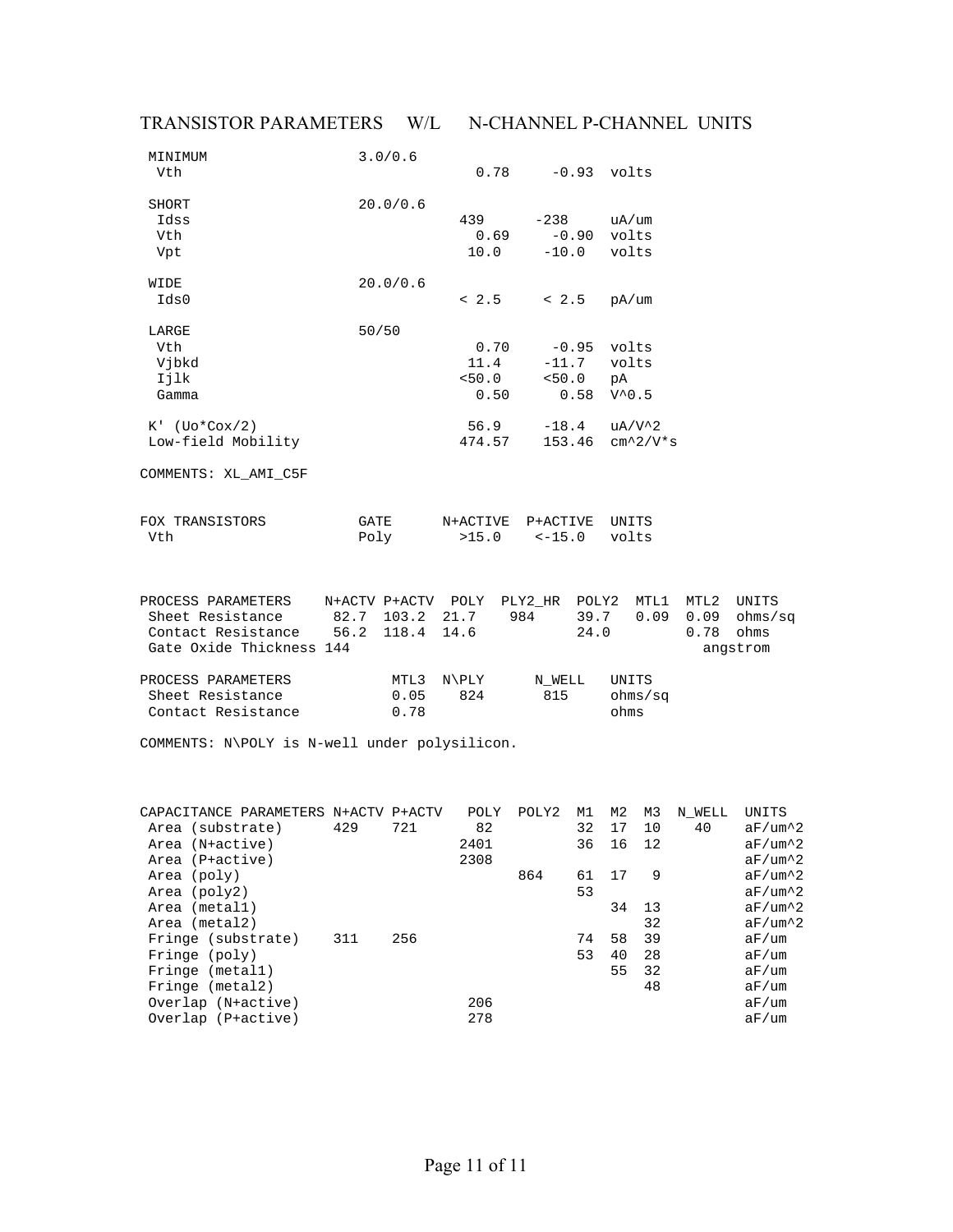| TRANSISTOR PARAMETERS | W/L | N-CHANNEL | P-CHANNEL | UNITS |
|---|---|---|---|---|
| MINIMUM | 3.0/0.6 | | | |
| Vth | | 0.78 | -0.93 | volts |
| SHORT | 20.0/0.6 | | | |
| Idss | | 439 | -238 | uA/um |
| Vth | | 0.69 | -0.90 | volts |
| Vpt | | 10.0 | -10.0 | volts |
| WIDE | 20.0/0.6 | | | |
| Ids0 | | < 2.5 | < 2.5 | pA/um |
| LARGE | 50/50 | | | |
| Vth | | 0.70 | -0.95 | volts |
| Vjbkd | | 11.4 | -11.7 | volts |
| Ijlk | | <50.0 | <50.0 | pA |
| Gamma | | 0.50 | 0.58 | V^0.5 |
| K' (Uo*Cox/2) | | 56.9 | -18.4 | uA/V^2 |
| Low-field Mobility | | 474.57 | 153.46 | cm^2/V*s |

COMMENTS: XL_AMI_C5F

| FOX TRANSISTORS | GATE | N+ACTIVE | P+ACTIVE | UNITS |
|---|---|---|---|---|
| Vth | Poly | >15.0 | <-15.0 | volts |

| PROCESS PARAMETERS | N+ACTV | P+ACTV | POLY | PLY2_HR | POLY2 | MTL1 | MTL2 | UNITS |
|---|---|---|---|---|---|---|---|---|
| Sheet Resistance | 82.7 | 103.2 | 21.7 | 984 | 39.7 | 0.09 | 0.09 | ohms/sq |
| Contact Resistance | 56.2 | 118.4 | 14.6 | | 24.0 | | 0.78 | ohms |
| Gate Oxide Thickness | 144 | | | | | | | angstrom |

| PROCESS PARAMETERS | MTL3 | N\PLY | N_WELL | UNITS |
|---|---|---|---|---|
| Sheet Resistance | 0.05 | 824 | 815 | ohms/sq |
| Contact Resistance | 0.78 | | | ohms |

COMMENTS: N\POLY is N-well under polysilicon.

| CAPACITANCE PARAMETERS | N+ACTV | P+ACTV | POLY | POLY2 | M1 | M2 | M3 | N_WELL | UNITS |
|---|---|---|---|---|---|---|---|---|---|
| Area (substrate) | 429 | 721 | 82 | | 32 | 17 | 10 | 40 | aF/um^2 |
| Area (N+active) | | | 2401 | | 36 | 16 | 12 | | aF/um^2 |
| Area (P+active) | | | 2308 | | | | | | aF/um^2 |
| Area (poly) | | | | 864 | 61 | 17 | 9 | | aF/um^2 |
| Area (poly2) | | | | | 53 | | | | aF/um^2 |
| Area (metal1) | | | | | | 34 | 13 | | aF/um^2 |
| Area (metal2) | | | | | | | 32 | | aF/um^2 |
| Fringe (substrate) | 311 | 256 | | | 74 | 58 | 39 | | aF/um |
| Fringe (poly) | | | | | 53 | 40 | 28 | | aF/um |
| Fringe (metal1) | | | | | | 55 | 32 | | aF/um |
| Fringe (metal2) | | | | | | | 48 | | aF/um |
| Overlap (N+active) | | | 206 | | | | | | aF/um |
| Overlap (P+active) | | | 278 | | | | | | aF/um |